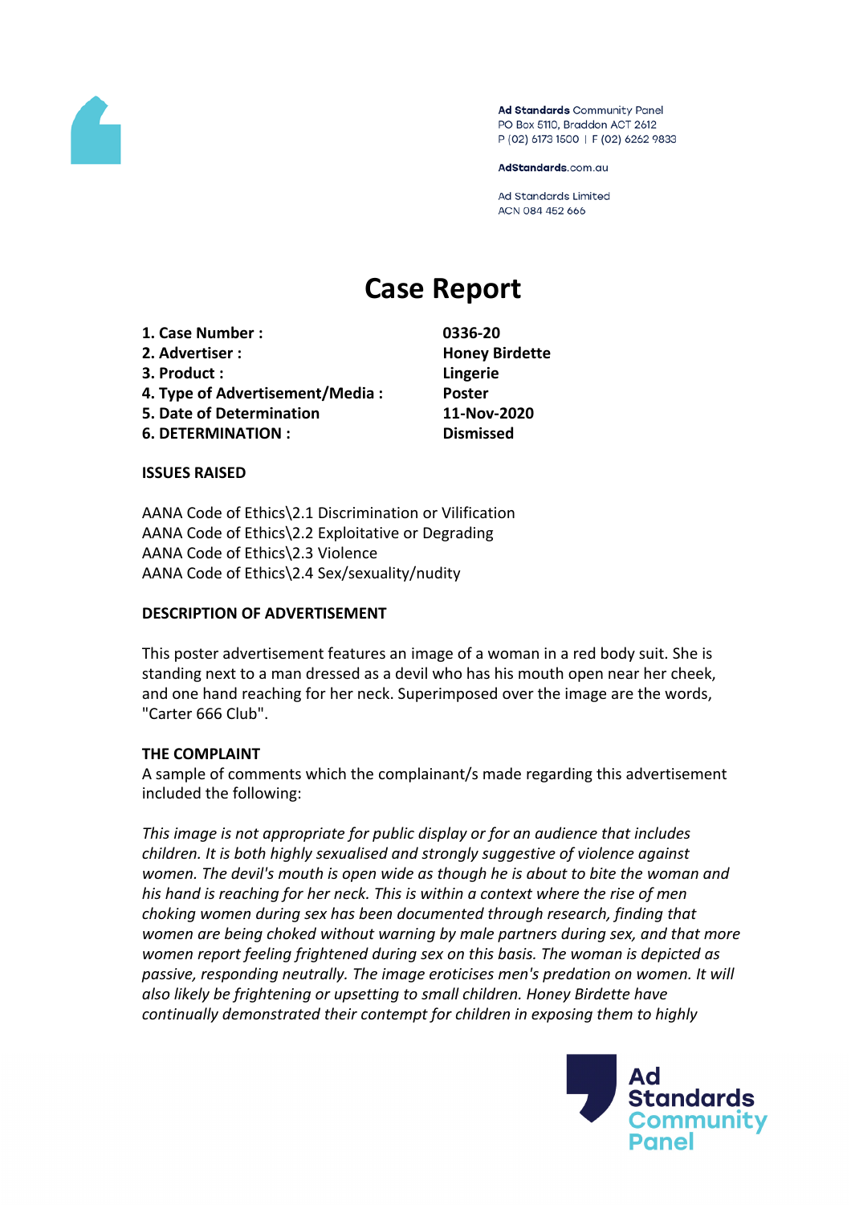Ad Standards Community Panel
PO Box 5110, Braddon ACT 2612
P (02) 6173 1500 | F (02) 6262 9833

AdStandards.com.au

Ad Standards Limited
ACN 084 452 666

# Case Report

| | |
|---|---|
| **1. Case Number :** | **0336-20** |
| **2. Advertiser :** | **Honey Birdette** |
| **3. Product :** | **Lingerie** |
| **4. Type of Advertisement/Media :** | **Poster** |
| **5. Date of Determination** | **11-Nov-2020** |
| **6. DETERMINATION :** | **Dismissed** |

**ISSUES RAISED**

AANA Code of Ethics\2.1 Discrimination or Vilification
AANA Code of Ethics\2.2 Exploitative or Degrading
AANA Code of Ethics\2.3 Violence
AANA Code of Ethics\2.4 Sex/sexuality/nudity

**DESCRIPTION OF ADVERTISEMENT**

This poster advertisement features an image of a woman in a red body suit. She is standing next to a man dressed as a devil who has his mouth open near her cheek, and one hand reaching for her neck. Superimposed over the image are the words, "Carter 666 Club".

**THE COMPLAINT**

A sample of comments which the complainant/s made regarding this advertisement included the following:

*This image is not appropriate for public display or for an audience that includes children. It is both highly sexualised and strongly suggestive of violence against women. The devil's mouth is open wide as though he is about to bite the woman and his hand is reaching for her neck. This is within a context where the rise of men choking women during sex has been documented through research, finding that women are being choked without warning by male partners during sex, and that more women report feeling frightened during sex on this basis. The woman is depicted as passive, responding neutrally. The image eroticises men's predation on women. It will also likely be frightening or upsetting to small children. Honey Birdette have continually demonstrated their contempt for children in exposing them to highly*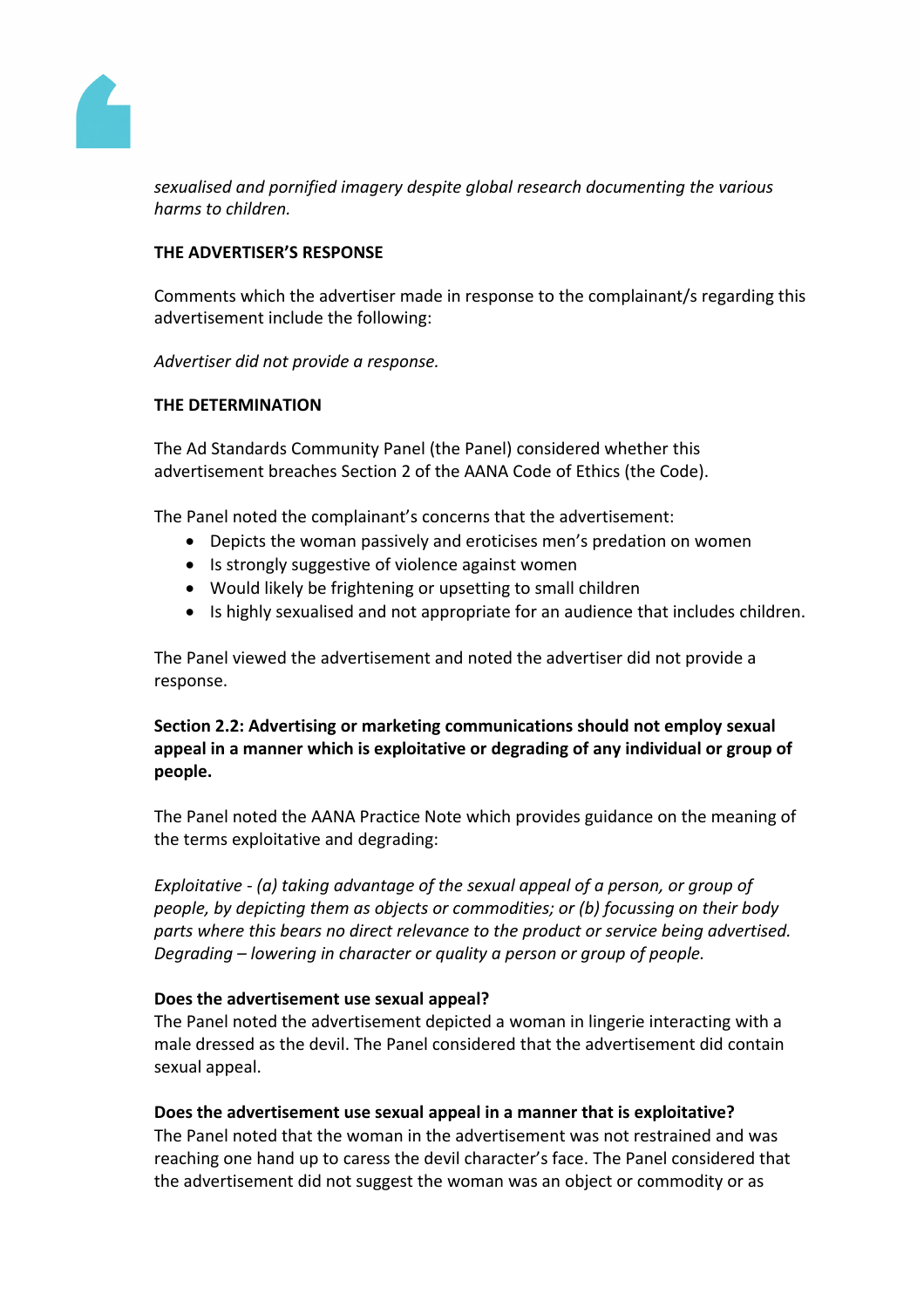*sexualised and pornified imagery despite global research documenting the various harms to children.*

**THE ADVERTISER'S RESPONSE**

Comments which the advertiser made in response to the complainant/s regarding this advertisement include the following:

*Advertiser did not provide a response.*

**THE DETERMINATION**

The Ad Standards Community Panel (the Panel) considered whether this advertisement breaches Section 2 of the AANA Code of Ethics (the Code).

The Panel noted the complainant's concerns that the advertisement:

- Depicts the woman passively and eroticises men's predation on women
- Is strongly suggestive of violence against women
- Would likely be frightening or upsetting to small children
- Is highly sexualised and not appropriate for an audience that includes children.

The Panel viewed the advertisement and noted the advertiser did not provide a response.

**Section 2.2: Advertising or marketing communications should not employ sexual appeal in a manner which is exploitative or degrading of any individual or group of people.**

The Panel noted the AANA Practice Note which provides guidance on the meaning of the terms exploitative and degrading:

*Exploitative - (a) taking advantage of the sexual appeal of a person, or group of people, by depicting them as objects or commodities; or (b) focussing on their body parts where this bears no direct relevance to the product or service being advertised.*
*Degrading – lowering in character or quality a person or group of people.*

**Does the advertisement use sexual appeal?**

The Panel noted the advertisement depicted a woman in lingerie interacting with a male dressed as the devil. The Panel considered that the advertisement did contain sexual appeal.

**Does the advertisement use sexual appeal in a manner that is exploitative?**

The Panel noted that the woman in the advertisement was not restrained and was reaching one hand up to caress the devil character's face. The Panel considered that the advertisement did not suggest the woman was an object or commodity or as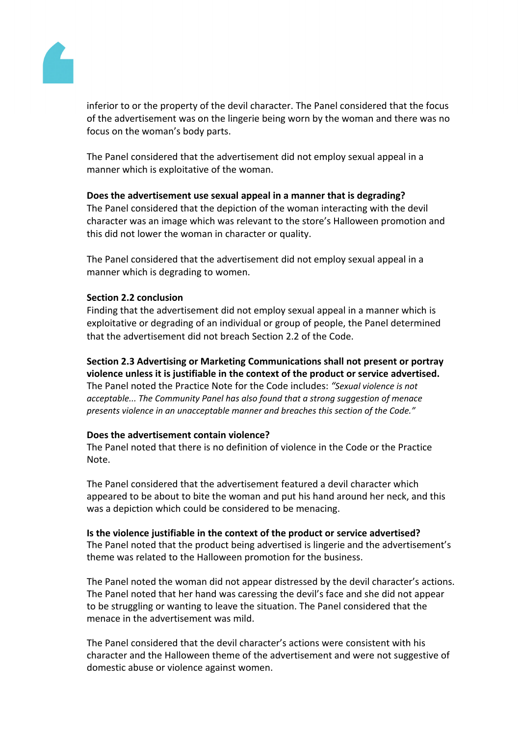inferior to or the property of the devil character. The Panel considered that the focus of the advertisement was on the lingerie being worn by the woman and there was no focus on the woman's body parts.

The Panel considered that the advertisement did not employ sexual appeal in a manner which is exploitative of the woman.

**Does the advertisement use sexual appeal in a manner that is degrading?**
The Panel considered that the depiction of the woman interacting with the devil character was an image which was relevant to the store's Halloween promotion and this did not lower the woman in character or quality.

The Panel considered that the advertisement did not employ sexual appeal in a manner which is degrading to women.

**Section 2.2 conclusion**
Finding that the advertisement did not employ sexual appeal in a manner which is exploitative or degrading of an individual or group of people, the Panel determined that the advertisement did not breach Section 2.2 of the Code.

**Section 2.3 Advertising or Marketing Communications shall not present or portray violence unless it is justifiable in the context of the product or service advertised.**
The Panel noted the Practice Note for the Code includes: *"Sexual violence is not acceptable... The Community Panel has also found that a strong suggestion of menace presents violence in an unacceptable manner and breaches this section of the Code."*

**Does the advertisement contain violence?**
The Panel noted that there is no definition of violence in the Code or the Practice Note.

The Panel considered that the advertisement featured a devil character which appeared to be about to bite the woman and put his hand around her neck, and this was a depiction which could be considered to be menacing.

**Is the violence justifiable in the context of the product or service advertised?**
The Panel noted that the product being advertised is lingerie and the advertisement's theme was related to the Halloween promotion for the business.

The Panel noted the woman did not appear distressed by the devil character's actions. The Panel noted that her hand was caressing the devil's face and she did not appear to be struggling or wanting to leave the situation. The Panel considered that the menace in the advertisement was mild.

The Panel considered that the devil character's actions were consistent with his character and the Halloween theme of the advertisement and were not suggestive of domestic abuse or violence against women.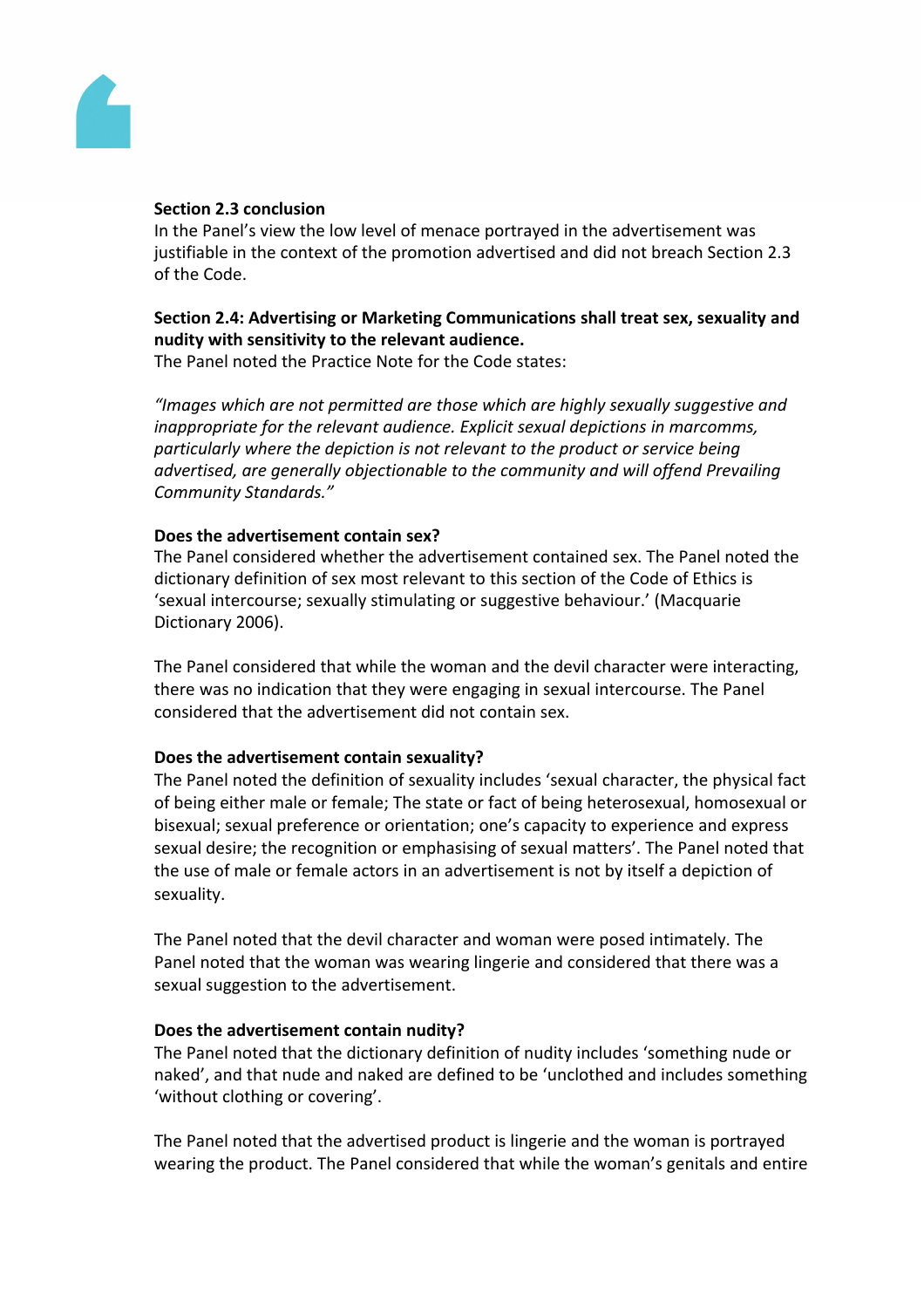**Section 2.3 conclusion**

In the Panel's view the low level of menace portrayed in the advertisement was justifiable in the context of the promotion advertised and did not breach Section 2.3 of the Code.

**Section 2.4: Advertising or Marketing Communications shall treat sex, sexuality and nudity with sensitivity to the relevant audience.**

The Panel noted the Practice Note for the Code states:

*"Images which are not permitted are those which are highly sexually suggestive and inappropriate for the relevant audience. Explicit sexual depictions in marcomms, particularly where the depiction is not relevant to the product or service being advertised, are generally objectionable to the community and will offend Prevailing Community Standards."*

**Does the advertisement contain sex?**

The Panel considered whether the advertisement contained sex. The Panel noted the dictionary definition of sex most relevant to this section of the Code of Ethics is 'sexual intercourse; sexually stimulating or suggestive behaviour.' (Macquarie Dictionary 2006).

The Panel considered that while the woman and the devil character were interacting, there was no indication that they were engaging in sexual intercourse. The Panel considered that the advertisement did not contain sex.

**Does the advertisement contain sexuality?**

The Panel noted the definition of sexuality includes 'sexual character, the physical fact of being either male or female; The state or fact of being heterosexual, homosexual or bisexual; sexual preference or orientation; one's capacity to experience and express sexual desire; the recognition or emphasising of sexual matters'. The Panel noted that the use of male or female actors in an advertisement is not by itself a depiction of sexuality.

The Panel noted that the devil character and woman were posed intimately. The Panel noted that the woman was wearing lingerie and considered that there was a sexual suggestion to the advertisement.

**Does the advertisement contain nudity?**

The Panel noted that the dictionary definition of nudity includes 'something nude or naked', and that nude and naked are defined to be 'unclothed and includes something 'without clothing or covering'.

The Panel noted that the advertised product is lingerie and the woman is portrayed wearing the product. The Panel considered that while the woman's genitals and entire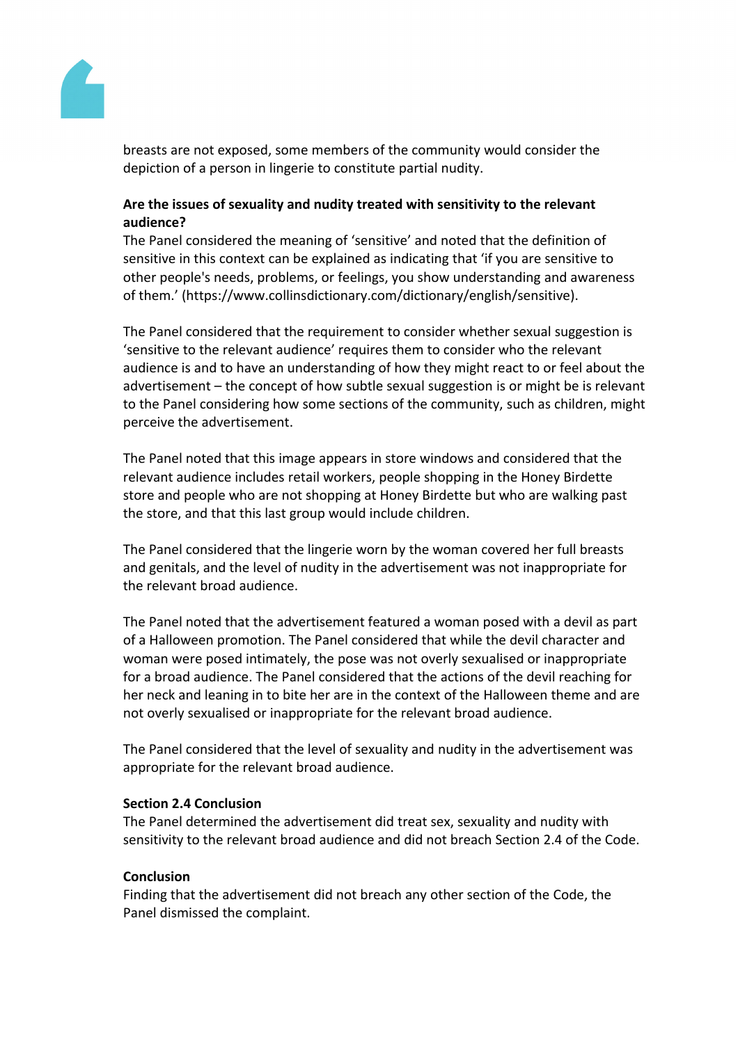breasts are not exposed, some members of the community would consider the depiction of a person in lingerie to constitute partial nudity.

**Are the issues of sexuality and nudity treated with sensitivity to the relevant audience?**

The Panel considered the meaning of 'sensitive' and noted that the definition of sensitive in this context can be explained as indicating that 'if you are sensitive to other people's needs, problems, or feelings, you show understanding and awareness of them.' (https://www.collinsdictionary.com/dictionary/english/sensitive).

The Panel considered that the requirement to consider whether sexual suggestion is 'sensitive to the relevant audience' requires them to consider who the relevant audience is and to have an understanding of how they might react to or feel about the advertisement – the concept of how subtle sexual suggestion is or might be is relevant to the Panel considering how some sections of the community, such as children, might perceive the advertisement.

The Panel noted that this image appears in store windows and considered that the relevant audience includes retail workers, people shopping in the Honey Birdette store and people who are not shopping at Honey Birdette but who are walking past the store, and that this last group would include children.

The Panel considered that the lingerie worn by the woman covered her full breasts and genitals, and the level of nudity in the advertisement was not inappropriate for the relevant broad audience.

The Panel noted that the advertisement featured a woman posed with a devil as part of a Halloween promotion. The Panel considered that while the devil character and woman were posed intimately, the pose was not overly sexualised or inappropriate for a broad audience. The Panel considered that the actions of the devil reaching for her neck and leaning in to bite her are in the context of the Halloween theme and are not overly sexualised or inappropriate for the relevant broad audience.

The Panel considered that the level of sexuality and nudity in the advertisement was appropriate for the relevant broad audience.

**Section 2.4 Conclusion**

The Panel determined the advertisement did treat sex, sexuality and nudity with sensitivity to the relevant broad audience and did not breach Section 2.4 of the Code.

**Conclusion**

Finding that the advertisement did not breach any other section of the Code, the Panel dismissed the complaint.